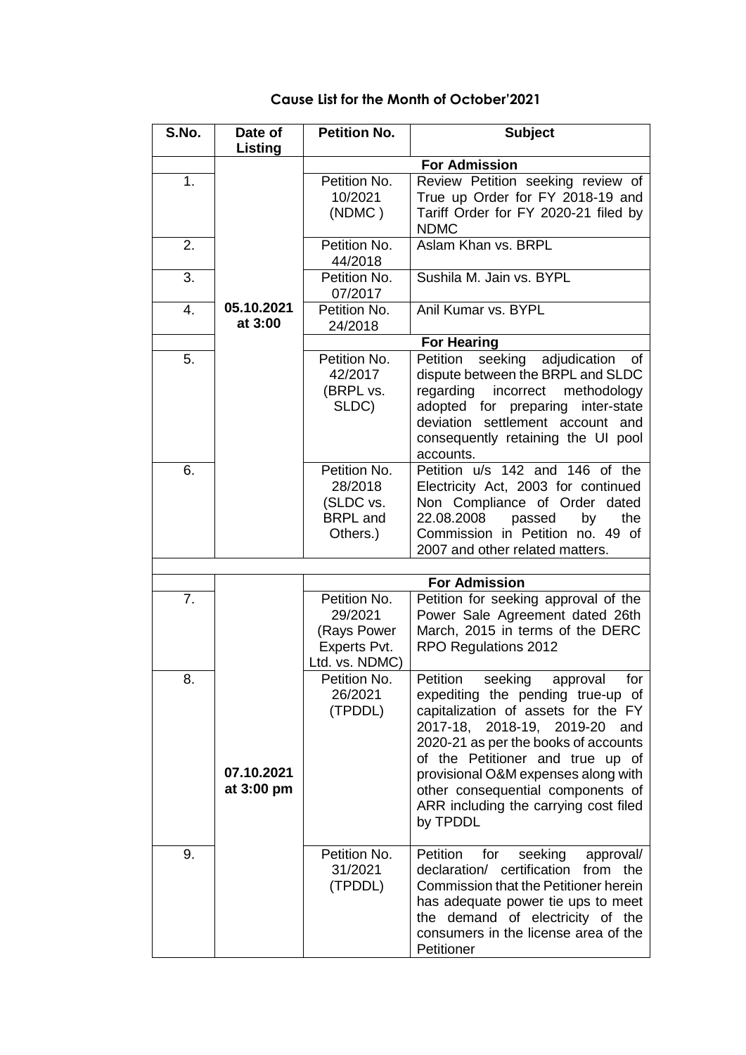## Cause List for the Month of October'2021

| S.No. | Date of Listing | Petition No. | Subject |
|---|---|---|---|
| | 05.10.2021 at 3:00 | **For Admission** | |
| 1. | | Petition No. 10/2021 (NDMC ) | Review Petition seeking review of True up Order for FY 2018-19 and Tariff Order for FY 2020-21 filed by NDMC |
| 2. | | Petition No. 44/2018 | Aslam Khan vs. BRPL |
| 3. | | Petition No. 07/2017 | Sushila M. Jain vs. BYPL |
| 4. | | Petition No. 24/2018 | Anil Kumar vs. BYPL |
| | | **For Hearing** | |
| 5. | | Petition No. 42/2017 (BRPL vs. SLDC) | Petition seeking adjudication of dispute between the BRPL and SLDC regarding incorrect methodology adopted for preparing inter-state deviation settlement account and consequently retaining the UI pool accounts. |
| 6. | | Petition No. 28/2018 (SLDC vs. BRPL and Others.) | Petition u/s 142 and 146 of the Electricity Act, 2003 for continued Non Compliance of Order dated 22.08.2008 passed by the Commission in Petition no. 49 of 2007 and other related matters. |
| | | | |
| | 07.10.2021 at 3:00 pm | **For Admission** | |
| 7. | | Petition No. 29/2021 (Rays Power Experts Pvt. Ltd. vs. NDMC) | Petition for seeking approval of the Power Sale Agreement dated 26th March, 2015 in terms of the DERC RPO Regulations 2012 |
| 8. | | Petition No. 26/2021 (TPDDL) | Petition seeking approval for expediting the pending true-up of capitalization of assets for the FY 2017-18, 2018-19, 2019-20 and 2020-21 as per the books of accounts of the Petitioner and true up of provisional O&M expenses along with other consequential components of ARR including the carrying cost filed by TPDDL |
| 9. | | Petition No. 31/2021 (TPDDL) | Petition for seeking approval/ declaration/ certification from the Commission that the Petitioner herein has adequate power tie ups to meet the demand of electricity of the consumers in the license area of the Petitioner |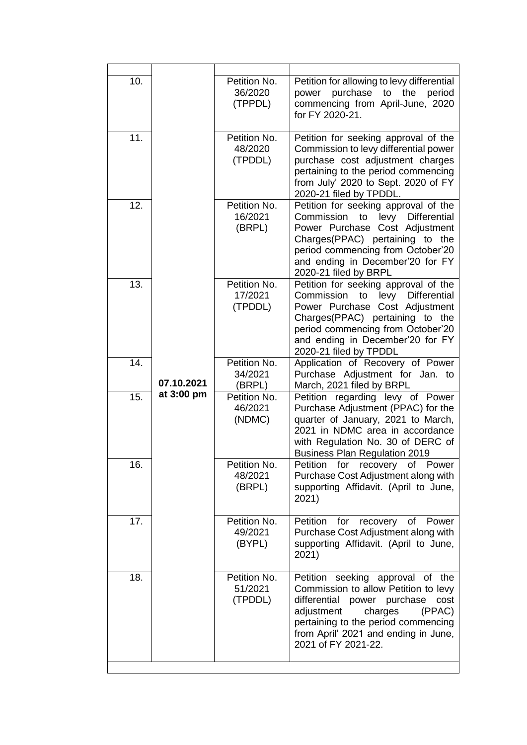| | | | |
|---|---|---|---|
| 10. | | Petition No. 36/2020 (TPPDL) | Petition for allowing to levy differential power purchase to the period commencing from April-June, 2020 for FY 2020-21. |
| 11. | | Petition No. 48/2020 (TPDDL) | Petition for seeking approval of the Commission to levy differential power purchase cost adjustment charges pertaining to the period commencing from July' 2020 to Sept. 2020 of FY 2020-21 filed by TPDDL. |
| 12. | | Petition No. 16/2021 (BRPL) | Petition for seeking approval of the Commission to levy Differential Power Purchase Cost Adjustment Charges(PPAC) pertaining to the period commencing from October'20 and ending in December'20 for FY 2020-21 filed by BRPL |
| 13. | | Petition No. 17/2021 (TPDDL) | Petition for seeking approval of the Commission to levy Differential Power Purchase Cost Adjustment Charges(PPAC) pertaining to the period commencing from October'20 and ending in December'20 for FY 2020-21 filed by TPDDL |
| 14. | 07.10.2021 at 3:00 pm | Petition No. 34/2021 (BRPL) | Application of Recovery of Power Purchase Adjustment for Jan. to March, 2021 filed by BRPL |
| 15. | | Petition No. 46/2021 (NDMC) | Petition regarding levy of Power Purchase Adjustment (PPAC) for the quarter of January, 2021 to March, 2021 in NDMC area in accordance with Regulation No. 30 of DERC of Business Plan Regulation 2019 |
| 16. | | Petition No. 48/2021 (BRPL) | Petition for recovery of Power Purchase Cost Adjustment along with supporting Affidavit. (April to June, 2021) |
| 17. | | Petition No. 49/2021 (BYPL) | Petition for recovery of Power Purchase Cost Adjustment along with supporting Affidavit. (April to June, 2021) |
| 18. | | Petition No. 51/2021 (TPDDL) | Petition seeking approval of the Commission to allow Petition to levy differential power purchase cost adjustment charges (PPAC) pertaining to the period commencing from April' 2021 and ending in June, 2021 of FY 2021-22. |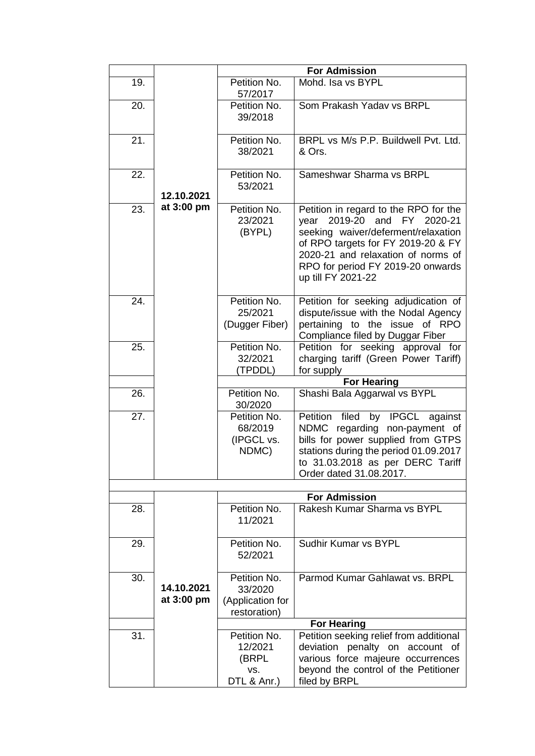| | | For Admission | |
|---|---|---|---|
| 19. | 12.10.2021 at 3:00 pm | Petition No. 57/2017 | Mohd. Isa vs BYPL |
| 20. | | Petition No. 39/2018 | Som Prakash Yadav vs BRPL |
| 21. | | Petition No. 38/2021 | BRPL vs M/s P.P. Buildwell Pvt. Ltd. & Ors. |
| 22. | | Petition No. 53/2021 | Sameshwar Sharma vs BRPL |
| 23. | | Petition No. 23/2021 (BYPL) | Petition in regard to the RPO for the year 2019-20 and FY 2020-21 seeking waiver/deferment/relaxation of RPO targets for FY 2019-20 & FY 2020-21 and relaxation of norms of RPO for period FY 2019-20 onwards up till FY 2021-22 |
| 24. | | Petition No. 25/2021 (Dugger Fiber) | Petition for seeking adjudication of dispute/issue with the Nodal Agency pertaining to the issue of RPO Compliance filed by Duggar Fiber |
| 25. | | Petition No. 32/2021 (TPDDL) | Petition for seeking approval for charging tariff (Green Power Tariff) for supply |
| | | For Hearing | |
| 26. | | Petition No. 30/2020 | Shashi Bala Aggarwal vs BYPL |
| 27. | | Petition No. 68/2019 (IPGCL vs. NDMC) | Petition filed by IPGCL against NDMC regarding non-payment of bills for power supplied from GTPS stations during the period 01.09.2017 to 31.03.2018 as per DERC Tariff Order dated 31.08.2017. |
| | | | |
| | | For Admission | |
| 28. | 14.10.2021 at 3:00 pm | Petition No. 11/2021 | Rakesh Kumar Sharma vs BYPL |
| 29. | | Petition No. 52/2021 | Sudhir Kumar vs BYPL |
| 30. | | Petition No. 33/2020 (Application for restoration) | Parmod Kumar Gahlawat vs. BRPL |
| | | For Hearing | |
| 31. | | Petition No. 12/2021 (BRPL vs. DTL & Anr.) | Petition seeking relief from additional deviation penalty on account of various force majeure occurrences beyond the control of the Petitioner filed by BRPL |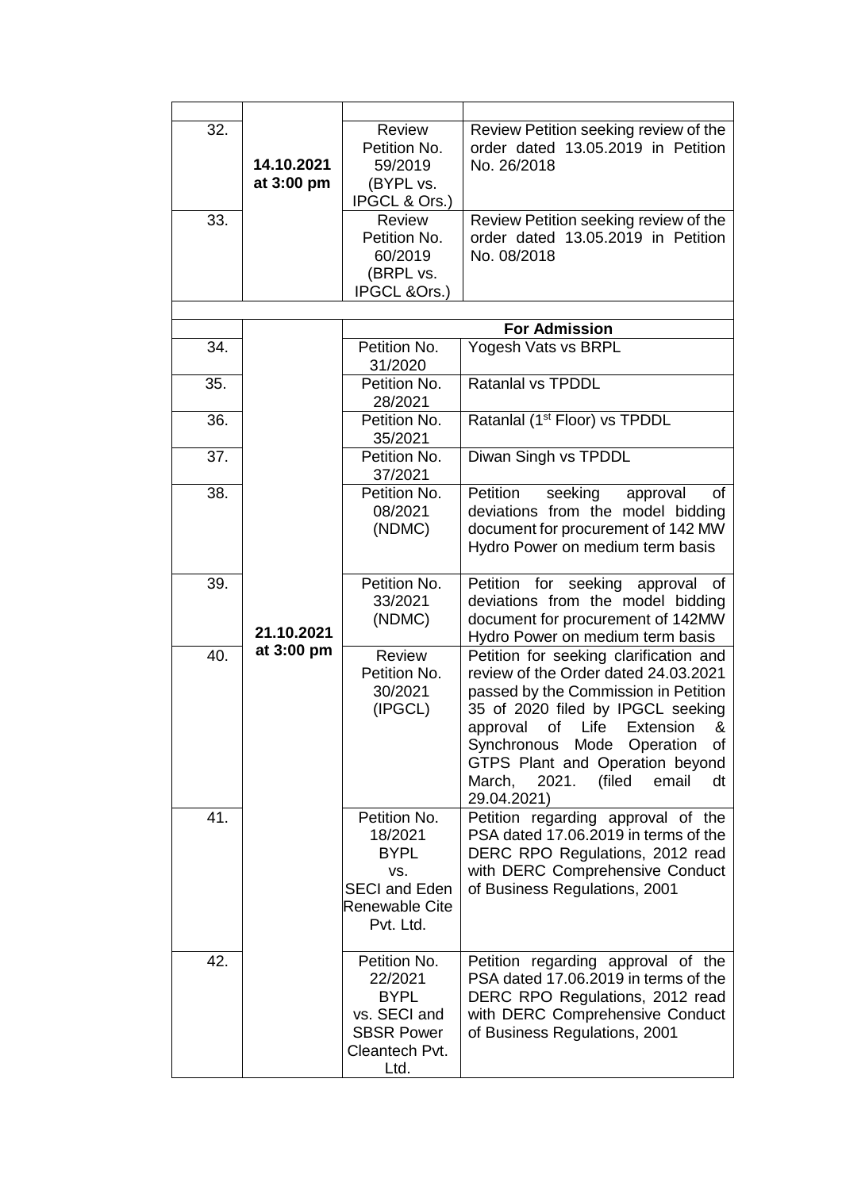| | | | |
|---|---|---|---|
| 32. | 14.10.2021 at 3:00 pm | Review Petition No. 59/2019 (BYPL vs. IPGCL & Ors.) | Review Petition seeking review of the order dated 13.05.2019 in Petition No. 26/2018 |
| 33. | | Review Petition No. 60/2019 (BRPL vs. IPGCL &Ors.) | Review Petition seeking review of the order dated 13.05.2019 in Petition No. 08/2018 |
| | | | |
| | | **For Admission** | |
| 34. | 21.10.2021 at 3:00 pm | Petition No. 31/2020 | Yogesh Vats vs BRPL |
| 35. | | Petition No. 28/2021 | Ratanlal vs TPDDL |
| 36. | | Petition No. 35/2021 | Ratanlal (1st Floor) vs TPDDL |
| 37. | | Petition No. 37/2021 | Diwan Singh vs TPDDL |
| 38. | | Petition No. 08/2021 (NDMC) | Petition seeking approval of deviations from the model bidding document for procurement of 142 MW Hydro Power on medium term basis |
| 39. | | Petition No. 33/2021 (NDMC) | Petition for seeking approval of deviations from the model bidding document for procurement of 142MW Hydro Power on medium term basis |
| 40. | | Review Petition No. 30/2021 (IPGCL) | Petition for seeking clarification and review of the Order dated 24.03.2021 passed by the Commission in Petition 35 of 2020 filed by IPGCL seeking approval of Life Extension & Synchronous Mode Operation of GTPS Plant and Operation beyond March, 2021. (filed email dt 29.04.2021) |
| 41. | | Petition No. 18/2021 BYPL vs. SECI and Eden Renewable Cite Pvt. Ltd. | Petition regarding approval of the PSA dated 17.06.2019 in terms of the DERC RPO Regulations, 2012 read with DERC Comprehensive Conduct of Business Regulations, 2001 |
| 42. | | Petition No. 22/2021 BYPL vs. SECI and SBSR Power Cleantech Pvt. Ltd. | Petition regarding approval of the PSA dated 17.06.2019 in terms of the DERC RPO Regulations, 2012 read with DERC Comprehensive Conduct of Business Regulations, 2001 |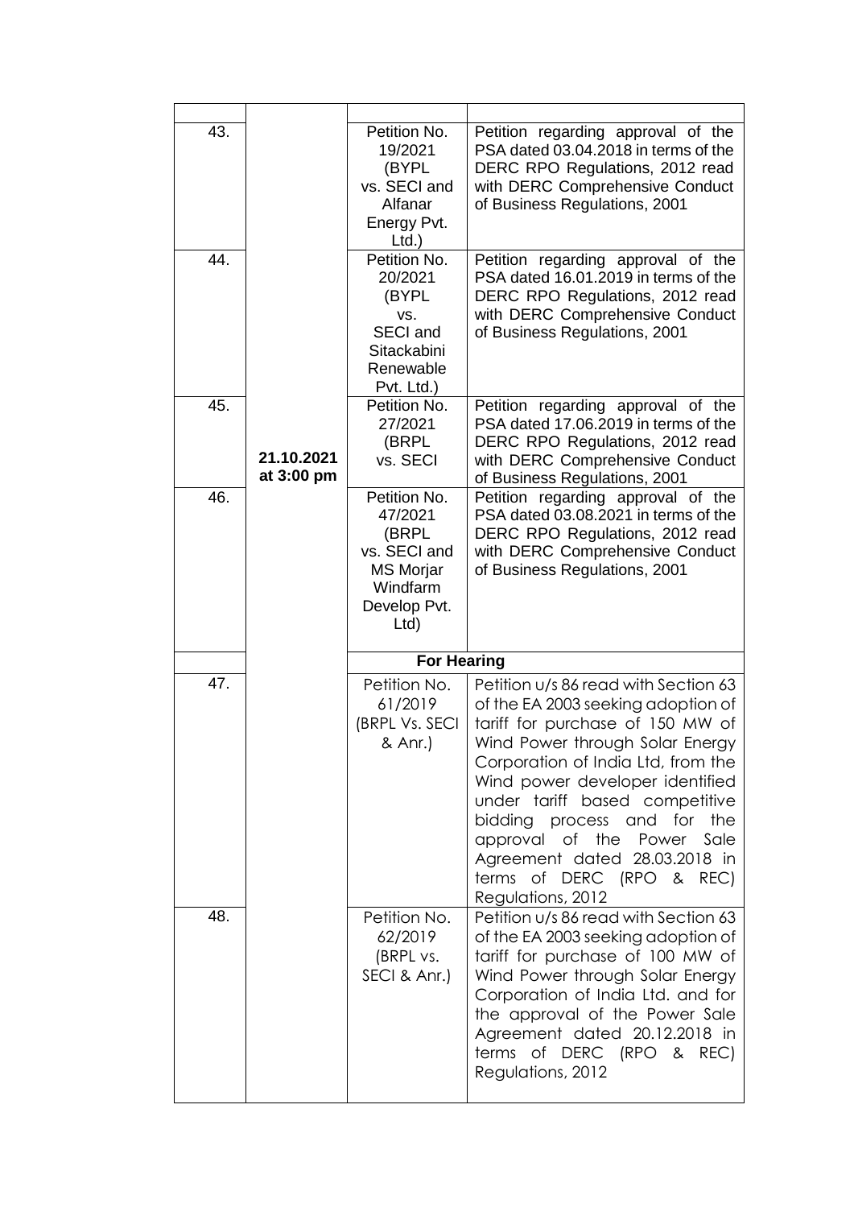| | | | |
|---|---|---|---|
| 43. | | Petition No. 19/2021 (BYPL vs. SECI and Alfanar Energy Pvt. Ltd.) | Petition regarding approval of the PSA dated 03.04.2018 in terms of the DERC RPO Regulations, 2012 read with DERC Comprehensive Conduct of Business Regulations, 2001 |
| 44. | | Petition No. 20/2021 (BYPL vs. SECI and Sitackabini Renewable Pvt. Ltd.) | Petition regarding approval of the PSA dated 16.01.2019 in terms of the DERC RPO Regulations, 2012 read with DERC Comprehensive Conduct of Business Regulations, 2001 |
| 45. | **21.10.2021 at 3:00 pm** | Petition No. 27/2021 (BRPL vs. SECI | Petition regarding approval of the PSA dated 17.06.2019 in terms of the DERC RPO Regulations, 2012 read with DERC Comprehensive Conduct of Business Regulations, 2001 |
| 46. | | Petition No. 47/2021 (BRPL vs. SECI and MS Morjar Windfarm Develop Pvt. Ltd) | Petition regarding approval of the PSA dated 03.08.2021 in terms of the DERC RPO Regulations, 2012 read with DERC Comprehensive Conduct of Business Regulations, 2001 |
| | | **For Hearing** | |
| 47. | | Petition No. 61/2019 (BRPL Vs. SECI & Anr.) | Petition u/s 86 read with Section 63 of the EA 2003 seeking adoption of tariff for purchase of 150 MW of Wind Power through Solar Energy Corporation of India Ltd, from the Wind power developer identified under tariff based competitive bidding process and for the approval of the Power Sale Agreement dated 28.03.2018 in terms of DERC (RPO & REC) Regulations, 2012 |
| 48. | | Petition No. 62/2019 (BRPL vs. SECI & Anr.) | Petition u/s 86 read with Section 63 of the EA 2003 seeking adoption of tariff for purchase of 100 MW of Wind Power through Solar Energy Corporation of India Ltd. and for the approval of the Power Sale Agreement dated 20.12.2018 in terms of DERC (RPO & REC) Regulations, 2012 |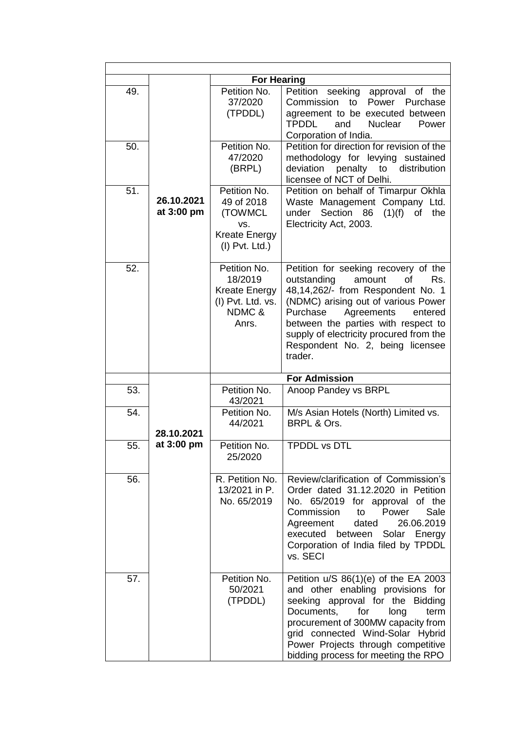| | | | |
|---|---|---|---|
| | | **For Hearing** | |
| 49. | 26.10.2021 at 3:00 pm | Petition No. 37/2020 (TPDDL) | Petition seeking approval of the Commission to Power Purchase agreement to be executed between TPDDL and Nuclear Power Corporation of India. |
| 50. | | Petition No. 47/2020 (BRPL) | Petition for direction for revision of the methodology for levying sustained deviation penalty to distribution licensee of NCT of Delhi. |
| 51. | | Petition No. 49 of 2018 (TOWMCL vs. Kreate Energy (I) Pvt. Ltd.) | Petition on behalf of Timarpur Okhla Waste Management Company Ltd. under Section 86 (1)(f) of the Electricity Act, 2003. |
| 52. | | Petition No. 18/2019 Kreate Energy (I) Pvt. Ltd. vs. NDMC & Anrs. | Petition for seeking recovery of the outstanding amount of Rs. 48,14,262/- from Respondent No. 1 (NDMC) arising out of various Power Purchase Agreements entered between the parties with respect to supply of electricity procured from the Respondent No. 2, being licensee trader. |
| | | | **For Admission** |
| 53. | 28.10.2021 at 3:00 pm | Petition No. 43/2021 | Anoop Pandey vs BRPL |
| 54. | | Petition No. 44/2021 | M/s Asian Hotels (North) Limited vs. BRPL & Ors. |
| 55. | | Petition No. 25/2020 | TPDDL vs DTL |
| 56. | | R. Petition No. 13/2021 in P. No. 65/2019 | Review/clarification of Commission's Order dated 31.12.2020 in Petition No. 65/2019 for approval of the Commission to Power Sale Agreement dated 26.06.2019 executed between Solar Energy Corporation of India filed by TPDDL vs. SECI |
| 57. | | Petition No. 50/2021 (TPDDL) | Petition u/S 86(1)(e) of the EA 2003 and other enabling provisions for seeking approval for the Bidding Documents, for long term procurement of 300MW capacity from grid connected Wind-Solar Hybrid Power Projects through competitive bidding process for meeting the RPO |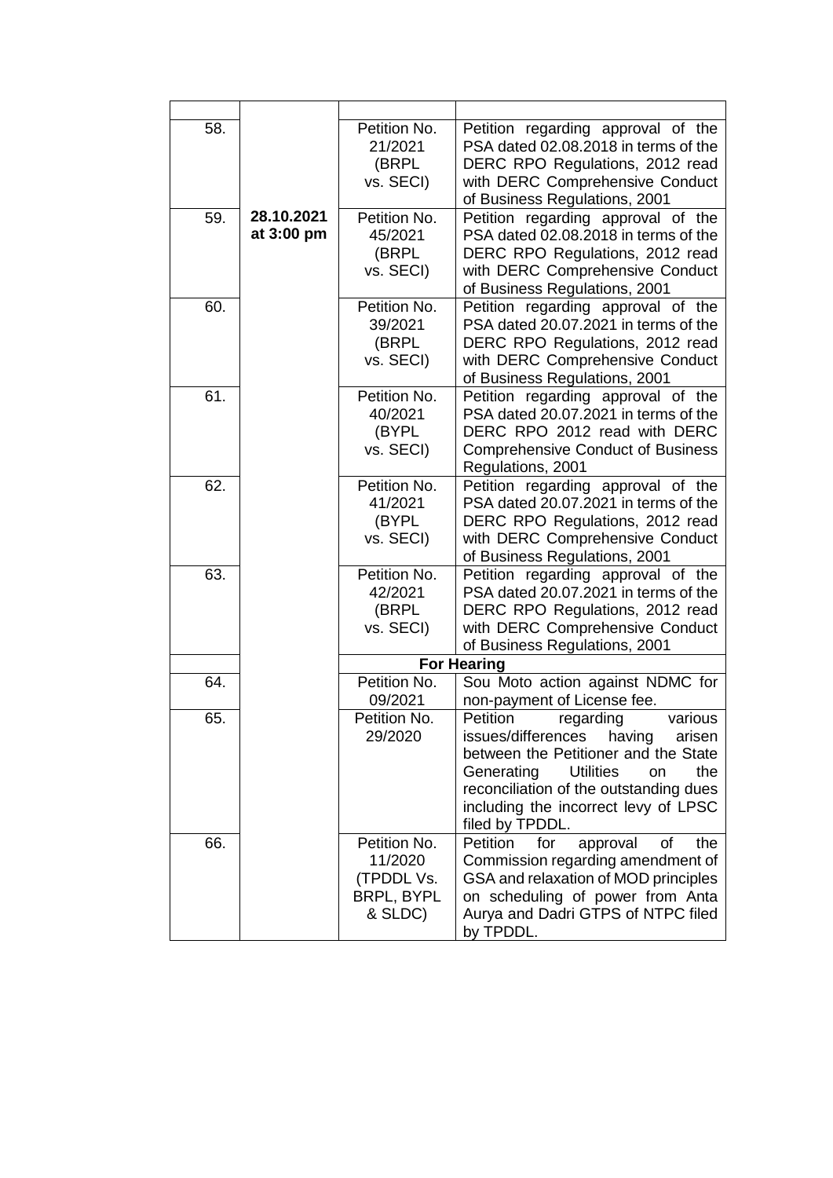| | | | |
|---|---|---|---|
| 58. | 28.10.2021 at 3:00 pm | Petition No. 21/2021 (BRPL vs. SECI) | Petition regarding approval of the PSA dated 02.08.2018 in terms of the DERC RPO Regulations, 2012 read with DERC Comprehensive Conduct of Business Regulations, 2001 |
| 59. | | Petition No. 45/2021 (BRPL vs. SECI) | Petition regarding approval of the PSA dated 02.08.2018 in terms of the DERC RPO Regulations, 2012 read with DERC Comprehensive Conduct of Business Regulations, 2001 |
| 60. | | Petition No. 39/2021 (BRPL vs. SECI) | Petition regarding approval of the PSA dated 20.07.2021 in terms of the DERC RPO Regulations, 2012 read with DERC Comprehensive Conduct of Business Regulations, 2001 |
| 61. | | Petition No. 40/2021 (BYPL vs. SECI) | Petition regarding approval of the PSA dated 20.07.2021 in terms of the DERC RPO 2012 read with DERC Comprehensive Conduct of Business Regulations, 2001 |
| 62. | | Petition No. 41/2021 (BYPL vs. SECI) | Petition regarding approval of the PSA dated 20.07.2021 in terms of the DERC RPO Regulations, 2012 read with DERC Comprehensive Conduct of Business Regulations, 2001 |
| 63. | | Petition No. 42/2021 (BRPL vs. SECI) | Petition regarding approval of the PSA dated 20.07.2021 in terms of the DERC RPO Regulations, 2012 read with DERC Comprehensive Conduct of Business Regulations, 2001 |
| | | **For Hearing** | |
| 64. | | Petition No. 09/2021 | Sou Moto action against NDMC for non-payment of License fee. |
| 65. | | Petition No. 29/2020 | Petition regarding various issues/differences having arisen between the Petitioner and the State Generating Utilities on the reconciliation of the outstanding dues including the incorrect levy of LPSC filed by TPDDL. |
| 66. | | Petition No. 11/2020 (TPDDL Vs. BRPL, BYPL & SLDC) | Petition for approval of the Commission regarding amendment of GSA and relaxation of MOD principles on scheduling of power from Anta Aurya and Dadri GTPS of NTPC filed by TPDDL. |